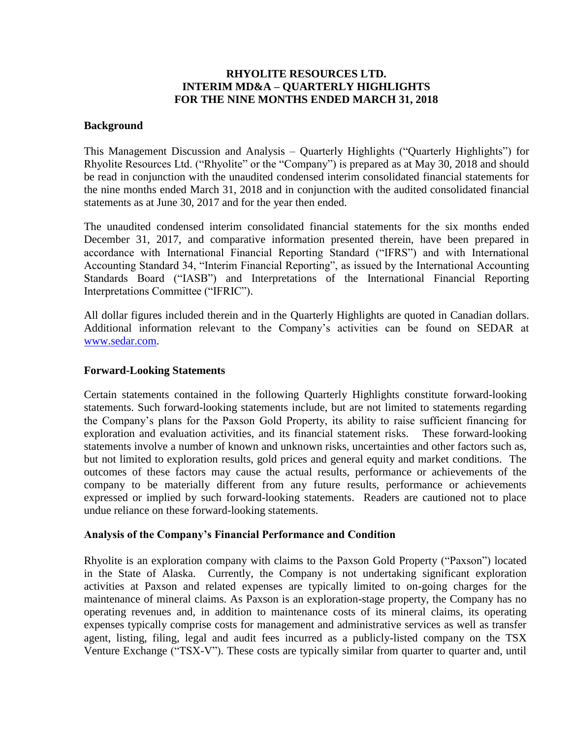# RHYOLITE RESOURCES LTD.
# INTERIM MD&A – QUARTERLY HIGHLIGHTS
# FOR THE NINE MONTHS ENDED MARCH 31, 2018

## Background

This Management Discussion and Analysis – Quarterly Highlights ("Quarterly Highlights") for Rhyolite Resources Ltd. ("Rhyolite" or the "Company") is prepared as at May 30, 2018 and should be read in conjunction with the unaudited condensed interim consolidated financial statements for the nine months ended March 31, 2018 and in conjunction with the audited consolidated financial statements as at June 30, 2017 and for the year then ended.

The unaudited condensed interim consolidated financial statements for the six months ended December 31, 2017, and comparative information presented therein, have been prepared in accordance with International Financial Reporting Standard ("IFRS") and with International Accounting Standard 34, "Interim Financial Reporting", as issued by the International Accounting Standards Board ("IASB") and Interpretations of the International Financial Reporting Interpretations Committee ("IFRIC").

All dollar figures included therein and in the Quarterly Highlights are quoted in Canadian dollars. Additional information relevant to the Company's activities can be found on SEDAR at www.sedar.com.

## Forward-Looking Statements

Certain statements contained in the following Quarterly Highlights constitute forward-looking statements. Such forward-looking statements include, but are not limited to statements regarding the Company's plans for the Paxson Gold Property, its ability to raise sufficient financing for exploration and evaluation activities, and its financial statement risks. These forward-looking statements involve a number of known and unknown risks, uncertainties and other factors such as, but not limited to exploration results, gold prices and general equity and market conditions. The outcomes of these factors may cause the actual results, performance or achievements of the company to be materially different from any future results, performance or achievements expressed or implied by such forward-looking statements. Readers are cautioned not to place undue reliance on these forward-looking statements.

## Analysis of the Company's Financial Performance and Condition

Rhyolite is an exploration company with claims to the Paxson Gold Property ("Paxson") located in the State of Alaska. Currently, the Company is not undertaking significant exploration activities at Paxson and related expenses are typically limited to on-going charges for the maintenance of mineral claims. As Paxson is an exploration-stage property, the Company has no operating revenues and, in addition to maintenance costs of its mineral claims, its operating expenses typically comprise costs for management and administrative services as well as transfer agent, listing, filing, legal and audit fees incurred as a publicly-listed company on the TSX Venture Exchange ("TSX-V"). These costs are typically similar from quarter to quarter and, until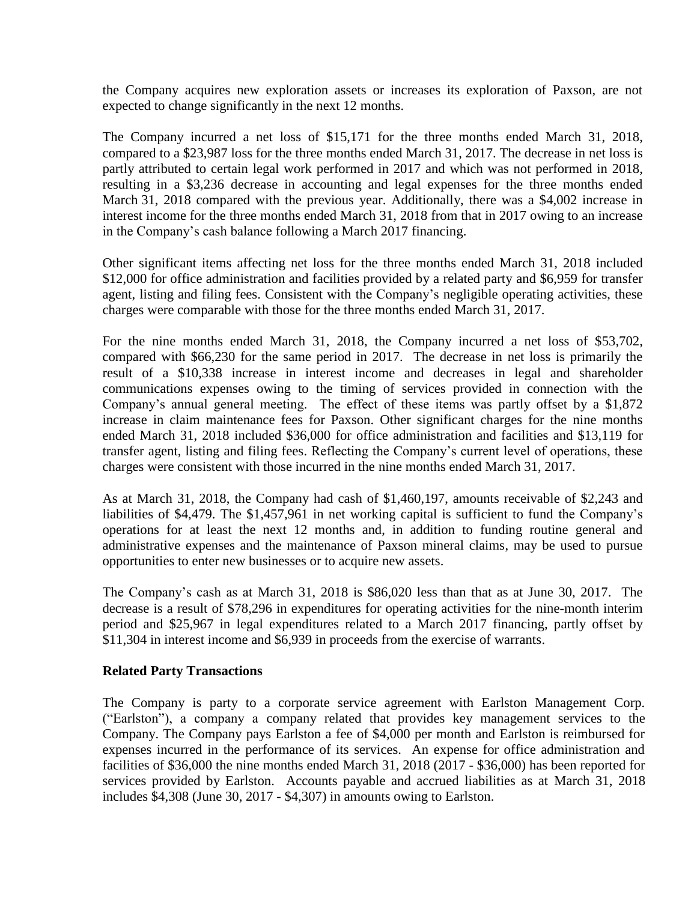the Company acquires new exploration assets or increases its exploration of Paxson, are not expected to change significantly in the next 12 months.

The Company incurred a net loss of $15,171 for the three months ended March 31, 2018, compared to a $23,987 loss for the three months ended March 31, 2017. The decrease in net loss is partly attributed to certain legal work performed in 2017 and which was not performed in 2018, resulting in a $3,236 decrease in accounting and legal expenses for the three months ended March 31, 2018 compared with the previous year. Additionally, there was a $4,002 increase in interest income for the three months ended March 31, 2018 from that in 2017 owing to an increase in the Company's cash balance following a March 2017 financing.

Other significant items affecting net loss for the three months ended March 31, 2018 included $12,000 for office administration and facilities provided by a related party and $6,959 for transfer agent, listing and filing fees. Consistent with the Company's negligible operating activities, these charges were comparable with those for the three months ended March 31, 2017.

For the nine months ended March 31, 2018, the Company incurred a net loss of $53,702, compared with $66,230 for the same period in 2017. The decrease in net loss is primarily the result of a $10,338 increase in interest income and decreases in legal and shareholder communications expenses owing to the timing of services provided in connection with the Company's annual general meeting. The effect of these items was partly offset by a $1,872 increase in claim maintenance fees for Paxson. Other significant charges for the nine months ended March 31, 2018 included $36,000 for office administration and facilities and $13,119 for transfer agent, listing and filing fees. Reflecting the Company's current level of operations, these charges were consistent with those incurred in the nine months ended March 31, 2017.

As at March 31, 2018, the Company had cash of $1,460,197, amounts receivable of $2,243 and liabilities of $4,479. The $1,457,961 in net working capital is sufficient to fund the Company's operations for at least the next 12 months and, in addition to funding routine general and administrative expenses and the maintenance of Paxson mineral claims, may be used to pursue opportunities to enter new businesses or to acquire new assets.

The Company's cash as at March 31, 2018 is $86,020 less than that as at June 30, 2017. The decrease is a result of $78,296 in expenditures for operating activities for the nine-month interim period and $25,967 in legal expenditures related to a March 2017 financing, partly offset by $11,304 in interest income and $6,939 in proceeds from the exercise of warrants.

**Related Party Transactions**

The Company is party to a corporate service agreement with Earlston Management Corp. ("Earlston"), a company a company related that provides key management services to the Company. The Company pays Earlston a fee of $4,000 per month and Earlston is reimbursed for expenses incurred in the performance of its services. An expense for office administration and facilities of $36,000 the nine months ended March 31, 2018 (2017 - $36,000) has been reported for services provided by Earlston. Accounts payable and accrued liabilities as at March 31, 2018 includes $4,308 (June 30, 2017 - $4,307) in amounts owing to Earlston.